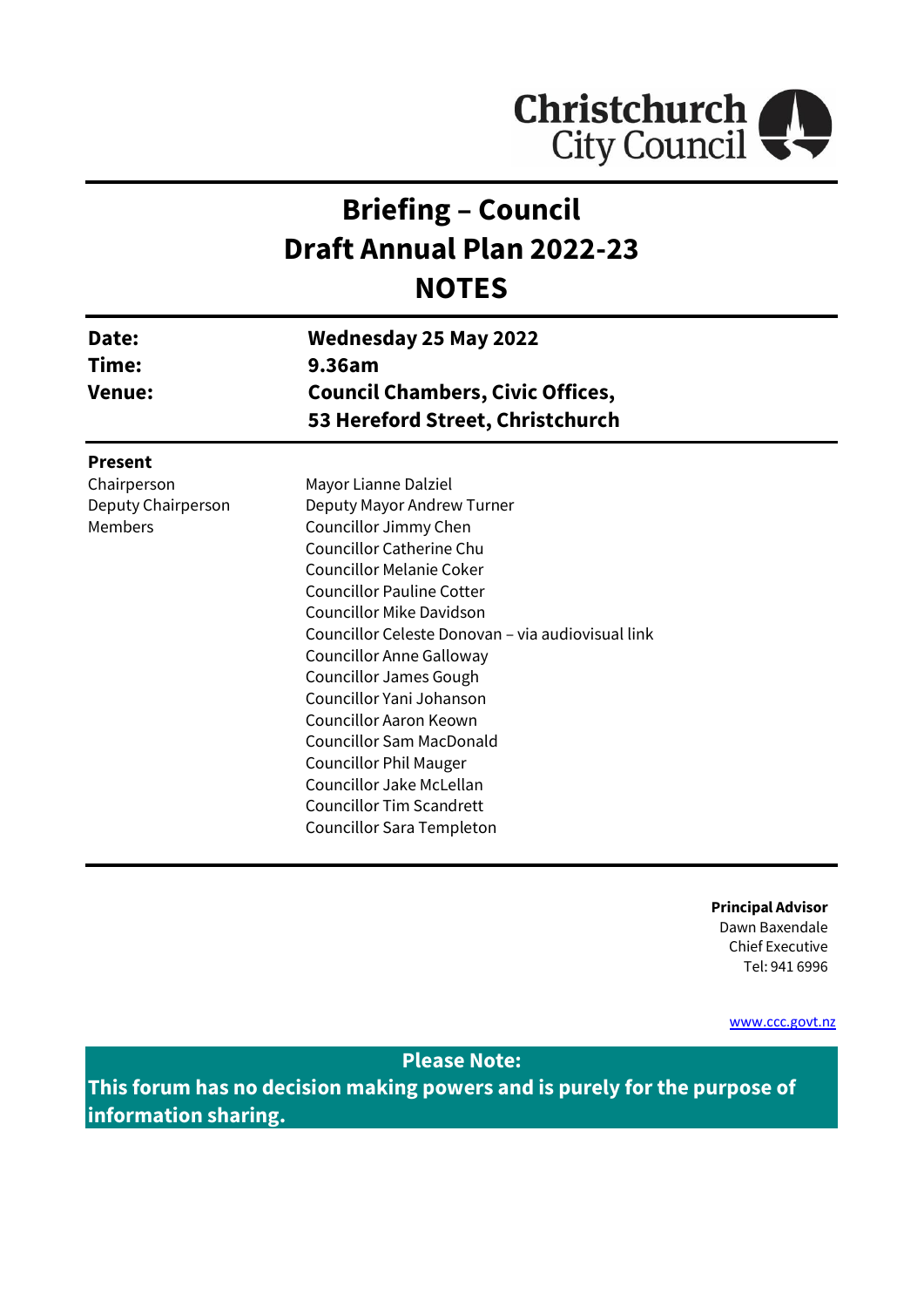# Briefing – Council
# Draft Annual Plan 2022-23
# NOTES

| | |
|---|---|
| **Date:** | **Wednesday 25 May 2022** |
| **Time:** | **9.36am** |
| **Venue:** | **Council Chambers, Civic Offices, 53 Hereford Street, Christchurch** |

**Present**

| | |
|---|---|
| Chairperson | Mayor Lianne Dalziel |
| Deputy Chairperson | Deputy Mayor Andrew Turner |
| Members | Councillor Jimmy Chen |
| | Councillor Catherine Chu |
| | Councillor Melanie Coker |
| | Councillor Pauline Cotter |
| | Councillor Mike Davidson |
| | Councillor Celeste Donovan – via audiovisual link |
| | Councillor Anne Galloway |
| | Councillor James Gough |
| | Councillor Yani Johanson |
| | Councillor Aaron Keown |
| | Councillor Sam MacDonald |
| | Councillor Phil Mauger |
| | Councillor Jake McLellan |
| | Councillor Tim Scandrett |
| | Councillor Sara Templeton |

**Principal Advisor**
Dawn Baxendale
Chief Executive
Tel: 941 6996

www.ccc.govt.nz

**Please Note:**
**This forum has no decision making powers and is purely for the purpose of information sharing.**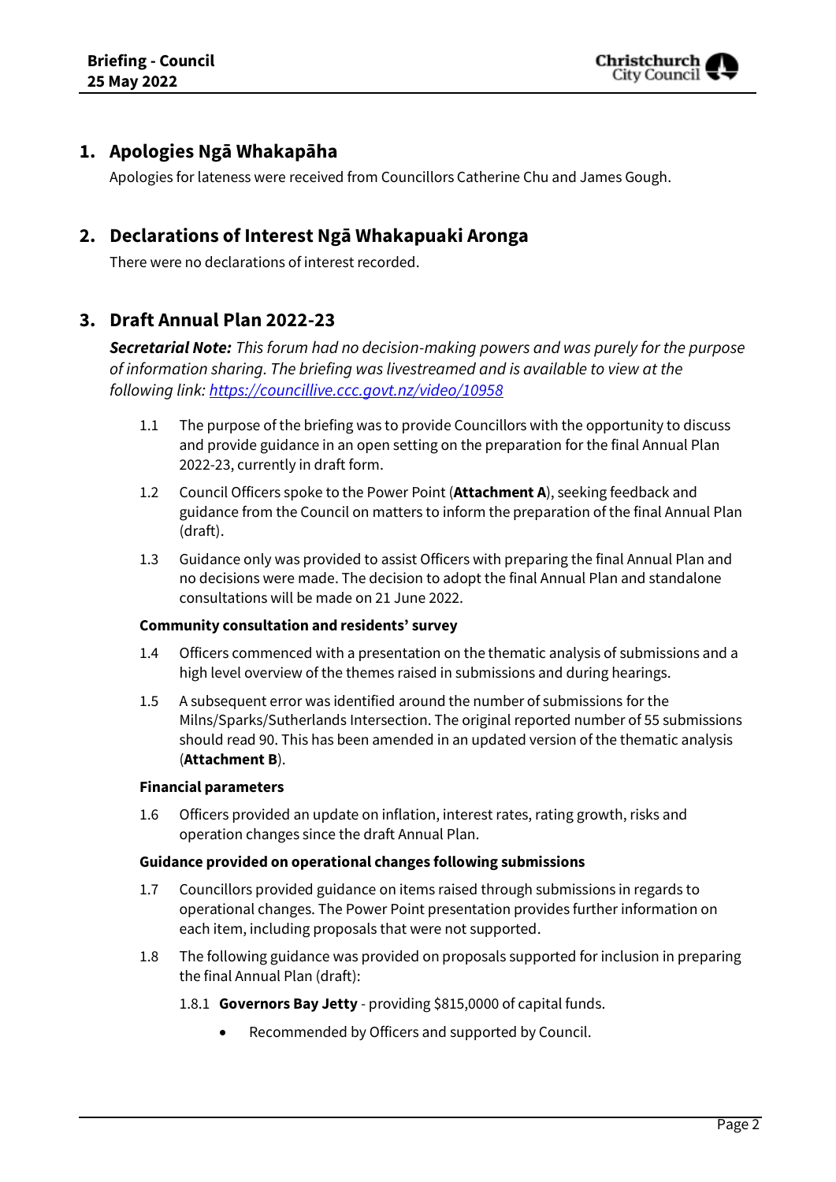## 1. Apologies Ngā Whakapāha

Apologies for lateness were received from Councillors Catherine Chu and James Gough.

## 2. Declarations of Interest Ngā Whakapuaki Aronga

There were no declarations of interest recorded.

## 3. Draft Annual Plan 2022-23

***Secretarial Note:*** *This forum had no decision-making powers and was purely for the purpose of information sharing. The briefing was livestreamed and is available to view at the following link: https://councillive.ccc.govt.nz/video/10958*

1.1 The purpose of the briefing was to provide Councillors with the opportunity to discuss and provide guidance in an open setting on the preparation for the final Annual Plan 2022-23, currently in draft form.

1.2 Council Officers spoke to the Power Point (**Attachment A**), seeking feedback and guidance from the Council on matters to inform the preparation of the final Annual Plan (draft).

1.3 Guidance only was provided to assist Officers with preparing the final Annual Plan and no decisions were made. The decision to adopt the final Annual Plan and standalone consultations will be made on 21 June 2022.

**Community consultation and residents' survey**

1.4 Officers commenced with a presentation on the thematic analysis of submissions and a high level overview of the themes raised in submissions and during hearings.

1.5 A subsequent error was identified around the number of submissions for the Milns/Sparks/Sutherlands Intersection. The original reported number of 55 submissions should read 90. This has been amended in an updated version of the thematic analysis (**Attachment B**).

**Financial parameters**

1.6 Officers provided an update on inflation, interest rates, rating growth, risks and operation changes since the draft Annual Plan.

**Guidance provided on operational changes following submissions**

1.7 Councillors provided guidance on items raised through submissions in regards to operational changes. The Power Point presentation provides further information on each item, including proposals that were not supported.

1.8 The following guidance was provided on proposals supported for inclusion in preparing the final Annual Plan (draft):

1.8.1 **Governors Bay Jetty** - providing $815,0000 of capital funds.

- Recommended by Officers and supported by Council.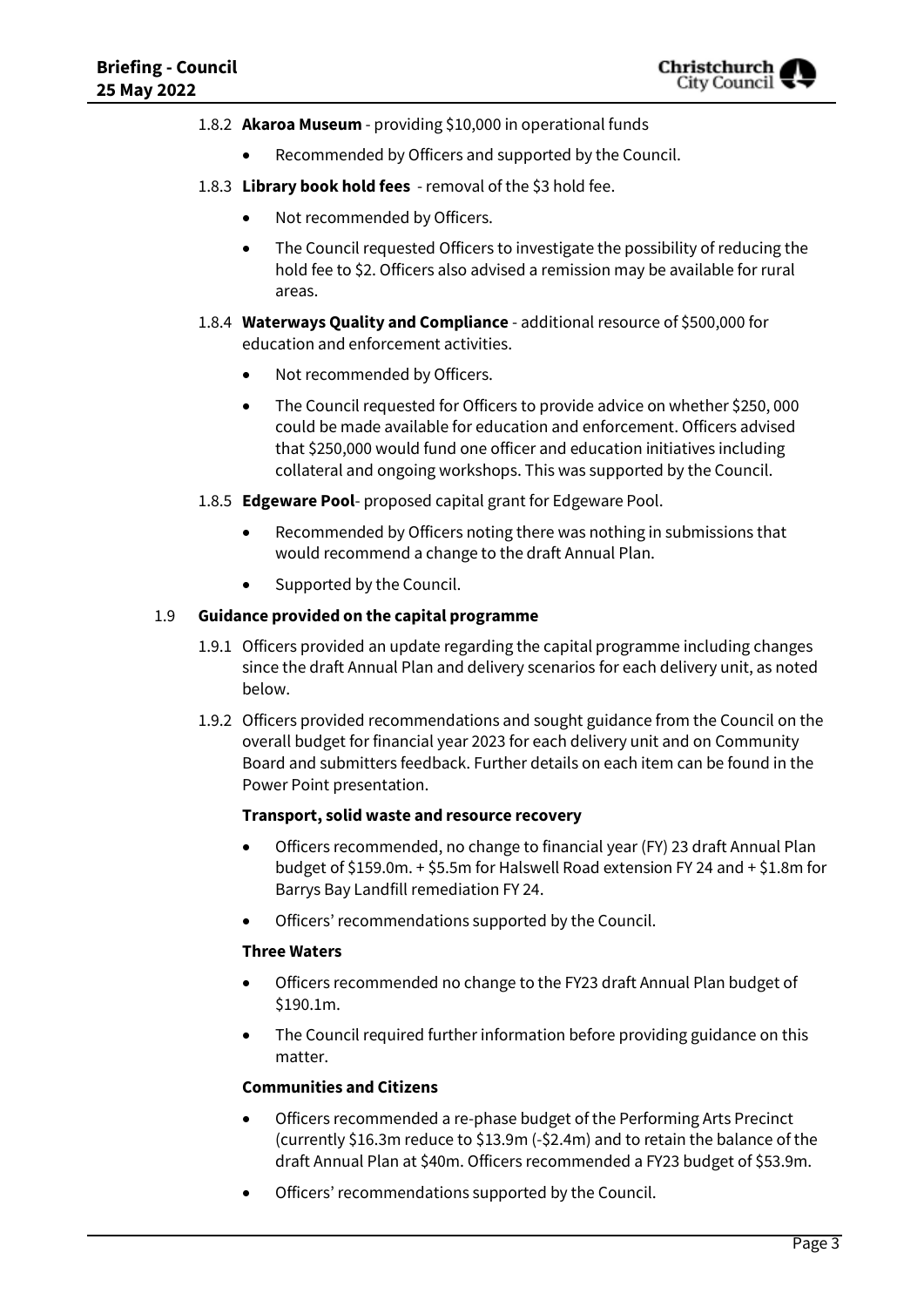1.8.2 **Akaroa Museum** - providing $10,000 in operational funds

- Recommended by Officers and supported by the Council.

1.8.3 **Library book hold fees** - removal of the $3 hold fee.

- Not recommended by Officers.
- The Council requested Officers to investigate the possibility of reducing the hold fee to $2. Officers also advised a remission may be available for rural areas.

1.8.4 **Waterways Quality and Compliance** - additional resource of $500,000 for education and enforcement activities.

- Not recommended by Officers.
- The Council requested for Officers to provide advice on whether $250, 000 could be made available for education and enforcement. Officers advised that $250,000 would fund one officer and education initiatives including collateral and ongoing workshops. This was supported by the Council.

1.8.5 **Edgeware Pool**- proposed capital grant for Edgeware Pool.

- Recommended by Officers noting there was nothing in submissions that would recommend a change to the draft Annual Plan.
- Supported by the Council.

1.9 **Guidance provided on the capital programme**

1.9.1 Officers provided an update regarding the capital programme including changes since the draft Annual Plan and delivery scenarios for each delivery unit, as noted below.

1.9.2 Officers provided recommendations and sought guidance from the Council on the overall budget for financial year 2023 for each delivery unit and on Community Board and submitters feedback. Further details on each item can be found in the Power Point presentation.

**Transport, solid waste and resource recovery**

- Officers recommended, no change to financial year (FY) 23 draft Annual Plan budget of $159.0m. + $5.5m for Halswell Road extension FY 24 and + $1.8m for Barrys Bay Landfill remediation FY 24.
- Officers' recommendations supported by the Council.

**Three Waters**

- Officers recommended no change to the FY23 draft Annual Plan budget of $190.1m.
- The Council required further information before providing guidance on this matter.

**Communities and Citizens**

- Officers recommended a re-phase budget of the Performing Arts Precinct (currently $16.3m reduce to $13.9m (-$2.4m) and to retain the balance of the draft Annual Plan at $40m. Officers recommended a FY23 budget of $53.9m.
- Officers' recommendations supported by the Council.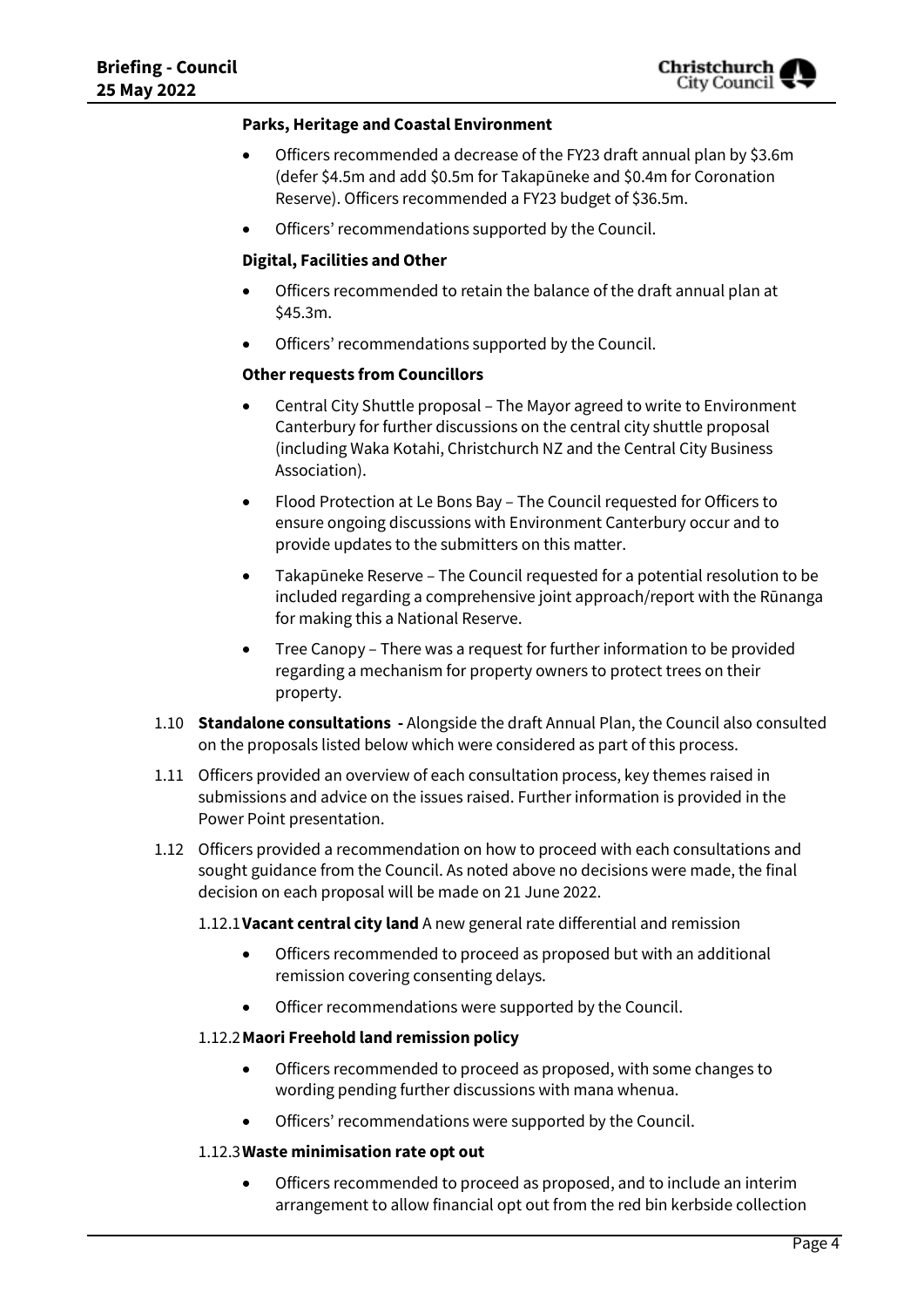**Parks, Heritage and Coastal Environment**

- Officers recommended a decrease of the FY23 draft annual plan by $3.6m (defer $4.5m and add $0.5m for Takapūneke and $0.4m for Coronation Reserve). Officers recommended a FY23 budget of $36.5m.
- Officers' recommendations supported by the Council.

**Digital, Facilities and Other**

- Officers recommended to retain the balance of the draft annual plan at $45.3m.
- Officers' recommendations supported by the Council.

**Other requests from Councillors**

- Central City Shuttle proposal – The Mayor agreed to write to Environment Canterbury for further discussions on the central city shuttle proposal (including Waka Kotahi, Christchurch NZ and the Central City Business Association).
- Flood Protection at Le Bons Bay – The Council requested for Officers to ensure ongoing discussions with Environment Canterbury occur and to provide updates to the submitters on this matter.
- Takapūneke Reserve – The Council requested for a potential resolution to be included regarding a comprehensive joint approach/report with the Rūnanga for making this a National Reserve.
- Tree Canopy – There was a request for further information to be provided regarding a mechanism for property owners to protect trees on their property.

1.10 **Standalone consultations -** Alongside the draft Annual Plan, the Council also consulted on the proposals listed below which were considered as part of this process.

1.11 Officers provided an overview of each consultation process, key themes raised in submissions and advice on the issues raised. Further information is provided in the Power Point presentation.

1.12 Officers provided a recommendation on how to proceed with each consultations and sought guidance from the Council. As noted above no decisions were made, the final decision on each proposal will be made on 21 June 2022.

1.12.1 **Vacant central city land** A new general rate differential and remission

- Officers recommended to proceed as proposed but with an additional remission covering consenting delays.
- Officer recommendations were supported by the Council.

1.12.2 **Maori Freehold land remission policy**

- Officers recommended to proceed as proposed, with some changes to wording pending further discussions with mana whenua.
- Officers' recommendations were supported by the Council.

1.12.3 **Waste minimisation rate opt out**

- Officers recommended to proceed as proposed, and to include an interim arrangement to allow financial opt out from the red bin kerbside collection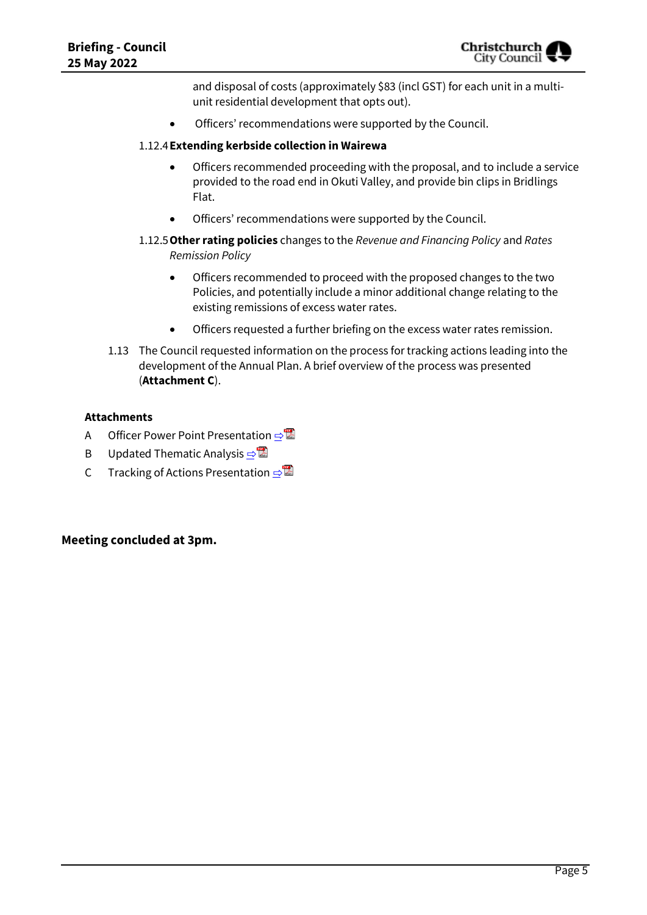and disposal of costs (approximately $83 (incl GST) for each unit in a multi-unit residential development that opts out).

- Officers' recommendations were supported by the Council.

1.12.4 **Extending kerbside collection in Wairewa**

- Officers recommended proceeding with the proposal, and to include a service provided to the road end in Okuti Valley, and provide bin clips in Bridlings Flat.
- Officers' recommendations were supported by the Council.

1.12.5 **Other rating policies** changes to the *Revenue and Financing Policy* and *Rates Remission Policy*

- Officers recommended to proceed with the proposed changes to the two Policies, and potentially include a minor additional change relating to the existing remissions of excess water rates.
- Officers requested a further briefing on the excess water rates remission.

1.13 The Council requested information on the process for tracking actions leading into the development of the Annual Plan. A brief overview of the process was presented (**Attachment C**).

**Attachments**

A Officer Power Point Presentation

B Updated Thematic Analysis

C Tracking of Actions Presentation

**Meeting concluded at 3pm.**